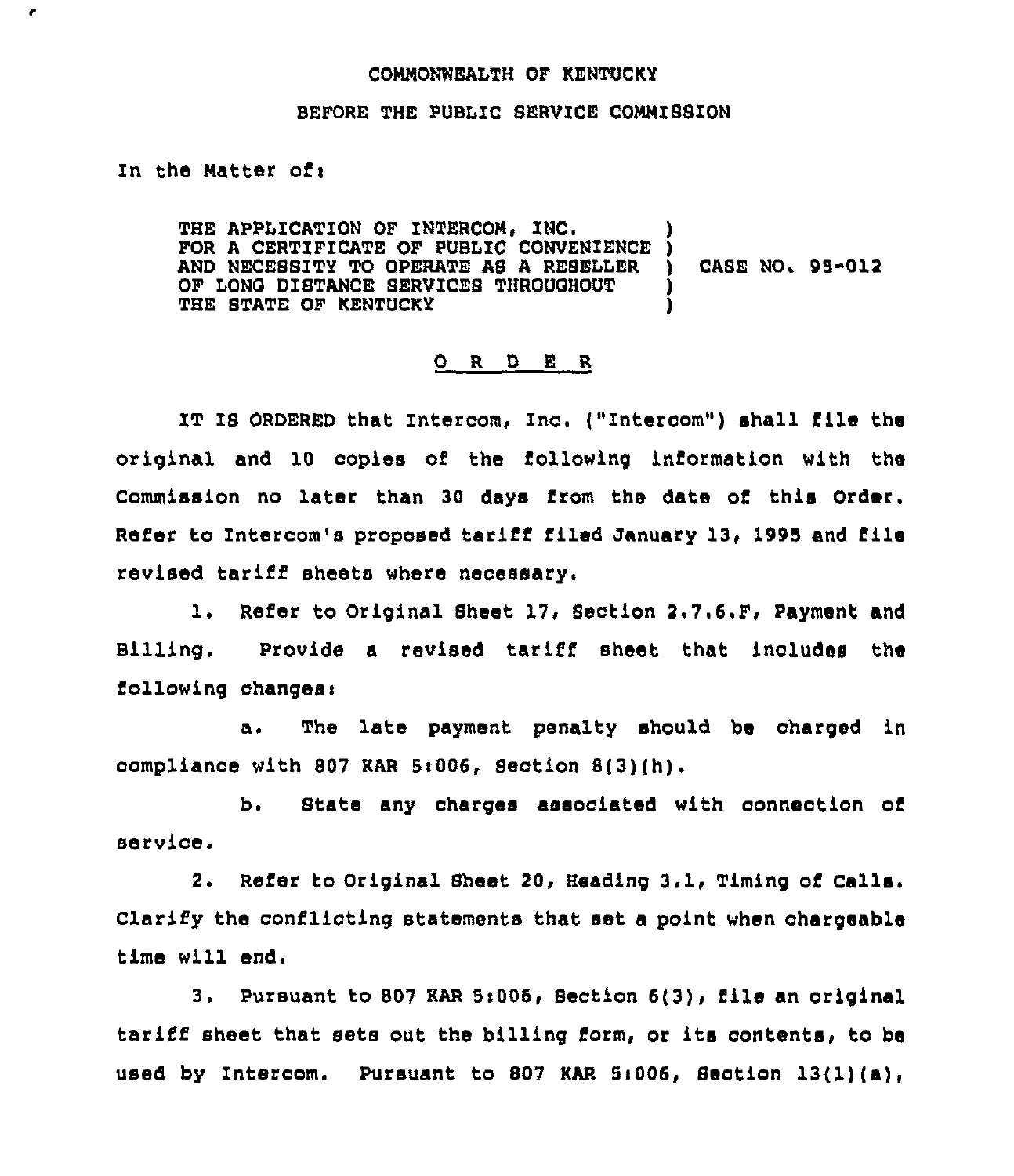COMMONWEALTH OF KENTUCKY

BEFORE THE PUBLIC SERVICE COMMISSION

In the Matter of:

THE APPLICATION OF INTERCOM, INC. FOR A CERTIFICATE OF PUBLIC CONVENIENCE AND NECESSITY TO OPERATE AS A RESELLER OF LONG DISTANCE SERVICES THROUGHOUT THE STATE OF KENTUCKY ) CASE NO. 95-012

O R D E R

IT IS ORDERED that Intercom, Inc. ("Intercom") shall file the original and 10 copies of the following information with the Commission no later than 30 days from the date of this Order. Refer to Intercom's proposed tariff filed January 13, 1995 and file revised tariff sheets where necessary.

1. Refer to Original Sheet 17, Section 2.7.6.F, Payment and Billing. Provide a revised tariff sheet that includes the following changes:

   a. The late payment penalty should be charged in compliance with 807 KAR 5:006, Section 8(3)(h).

   b. State any charges associated with connection of service.

2. Refer to Original Sheet 20, Heading 3.1, Timing of Calls. Clarify the conflicting statements that set a point when chargeable time will end.

3. Pursuant to 807 KAR 5:006, Section 6(3), file an original tariff sheet that sets out the billing form, or its contents, to be used by Intercom. Pursuant to 807 KAR 5:006, Section 13(1)(a),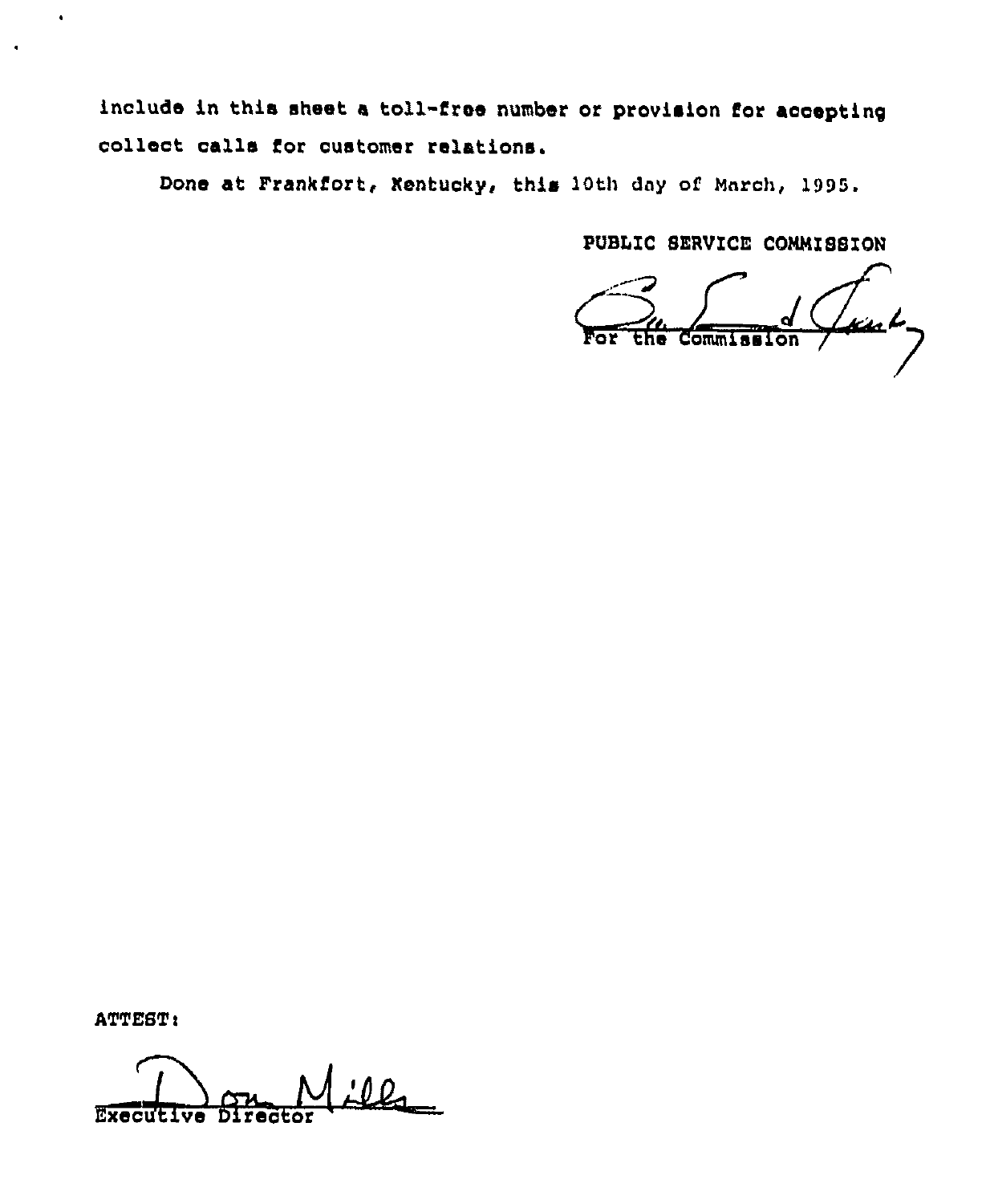include in this sheet a toll-free number or provision for accepting collect calls for customer relations.

Done at Frankfort, Kentucky, this 10th day of March, 1995.

PUBLIC SERVICE COMMISSION

For the Commission

ATTEST:

Executive Director